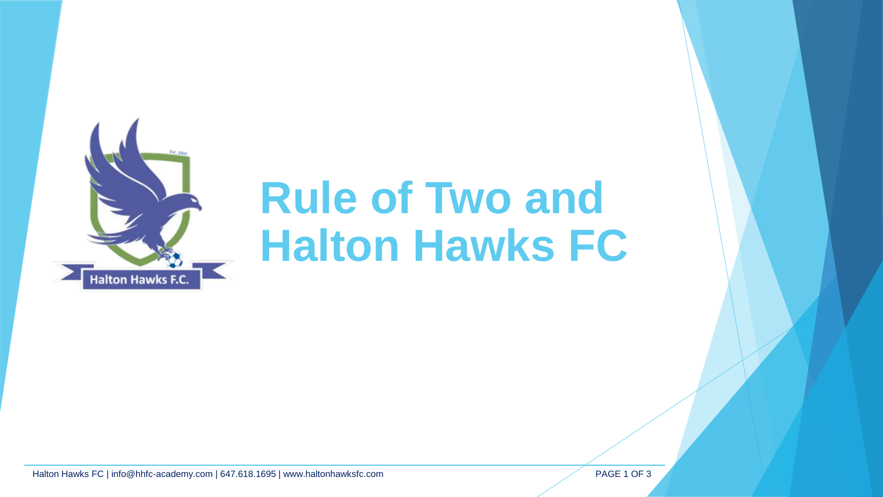# Rule of Two and Halton Hawks FC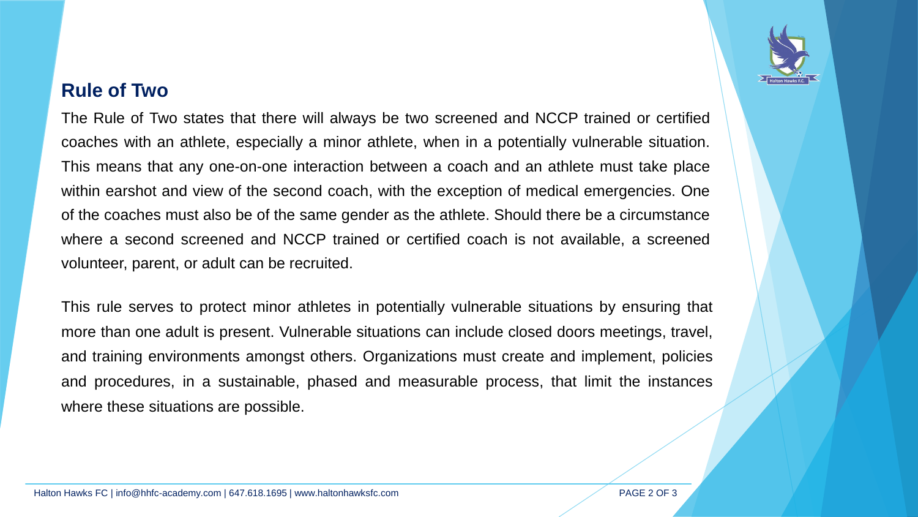## Rule of Two

The Rule of Two states that there will always be two screened and NCCP trained or certified coaches with an athlete, especially a minor athlete, when in a potentially vulnerable situation. This means that any one-on-one interaction between a coach and an athlete must take place within earshot and view of the second coach, with the exception of medical emergencies. One of the coaches must also be of the same gender as the athlete. Should there be a circumstance where a second screened and NCCP trained or certified coach is not available, a screened volunteer, parent, or adult can be recruited.

This rule serves to protect minor athletes in potentially vulnerable situations by ensuring that more than one adult is present. Vulnerable situations can include closed doors meetings, travel, and training environments amongst others. Organizations must create and implement, policies and procedures, in a sustainable, phased and measurable process, that limit the instances where these situations are possible.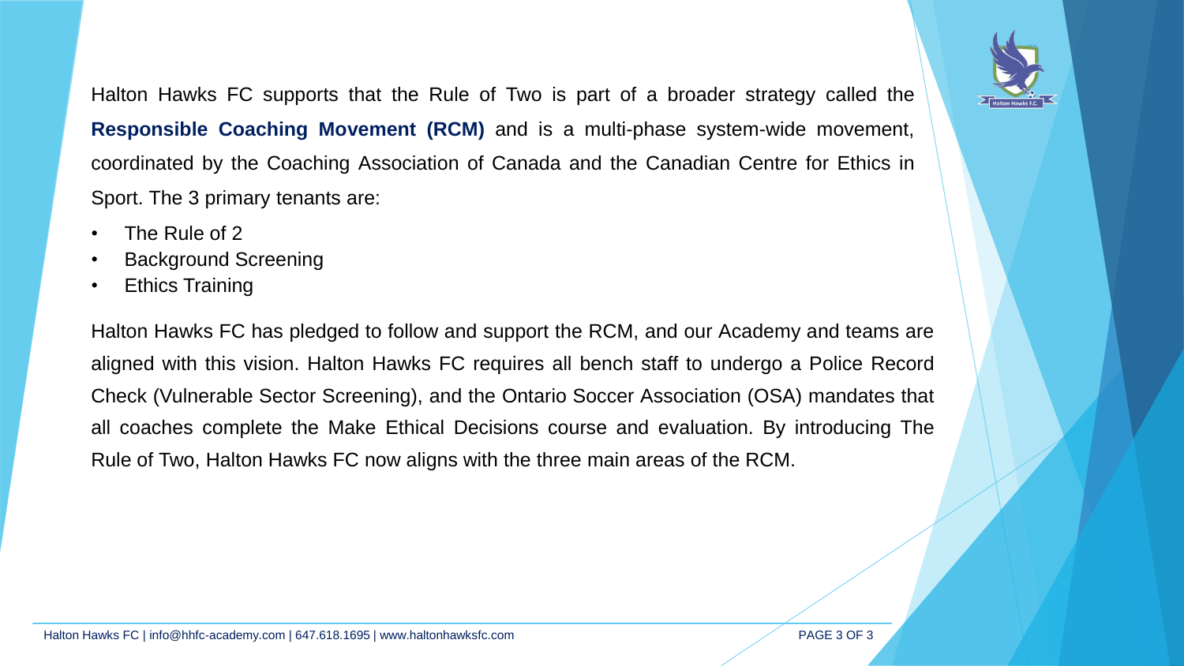Halton Hawks FC supports that the Rule of Two is part of a broader strategy called the **Responsible Coaching Movement (RCM)** and is a multi-phase system-wide movement, coordinated by the Coaching Association of Canada and the Canadian Centre for Ethics in Sport. The 3 primary tenants are:

- The Rule of 2
- Background Screening
- Ethics Training

Halton Hawks FC has pledged to follow and support the RCM, and our Academy and teams are aligned with this vision. Halton Hawks FC requires all bench staff to undergo a Police Record Check (Vulnerable Sector Screening), and the Ontario Soccer Association (OSA) mandates that all coaches complete the Make Ethical Decisions course and evaluation. By introducing The Rule of Two, Halton Hawks FC now aligns with the three main areas of the RCM.